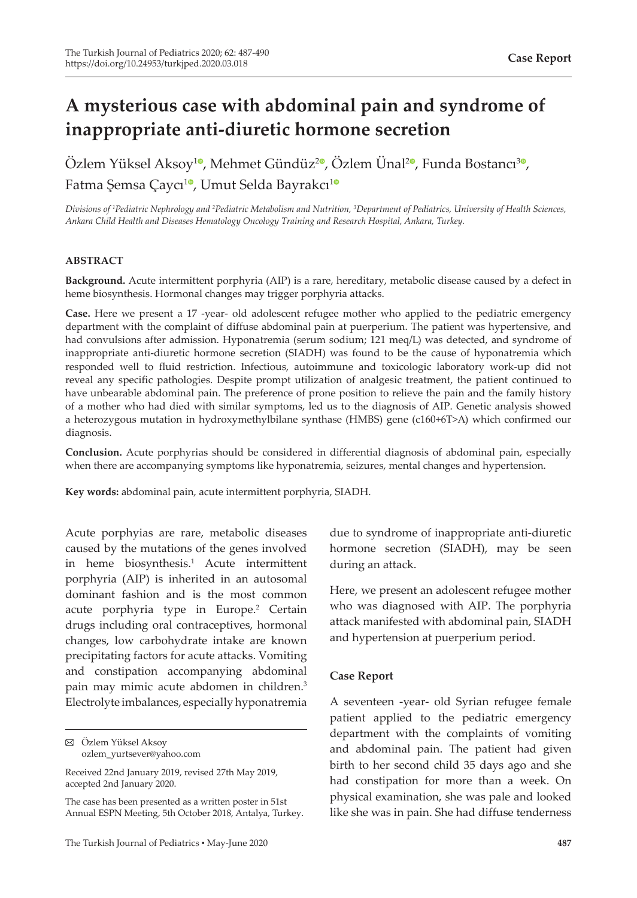Case Report

# A mysterious case with abdominal pain and syndrome of inappropriate anti-diuretic hormone secretion

Özlem Yüksel Aksoy[1], Mehmet Gündüz[2], Özlem Ünal[2], Funda Bostancı[3], Fatma Şemsa Çaycı[1], Umut Selda Bayrakcı[1]

*Divisions of [1]Pediatric Nephrology and [2]Pediatric Metabolism and Nutrition, [3]Department of Pediatrics, University of Health Sciences, Ankara Child Health and Diseases Hematology Oncology Training and Research Hospital, Ankara, Turkey.*

### ABSTRACT

**Background.** Acute intermittent porphyria (AIP) is a rare, hereditary, metabolic disease caused by a defect in heme biosynthesis. Hormonal changes may trigger porphyria attacks.

**Case.** Here we present a 17 -year- old adolescent refugee mother who applied to the pediatric emergency department with the complaint of diffuse abdominal pain at puerperium. The patient was hypertensive, and had convulsions after admission. Hyponatremia (serum sodium; 121 meq/L) was detected, and syndrome of inappropriate anti-diuretic hormone secretion (SIADH) was found to be the cause of hyponatremia which responded well to fluid restriction. Infectious, autoimmune and toxicologic laboratory work-up did not reveal any specific pathologies. Despite prompt utilization of analgesic treatment, the patient continued to have unbearable abdominal pain. The preference of prone position to relieve the pain and the family history of a mother who had died with similar symptoms, led us to the diagnosis of AIP. Genetic analysis showed a heterozygous mutation in hydroxymethylbilane synthase (HMBS) gene (c160+6T>A) which confirmed our diagnosis.

**Conclusion.** Acute porphyrias should be considered in differential diagnosis of abdominal pain, especially when there are accompanying symptoms like hyponatremia, seizures, mental changes and hypertension.

**Key words:** abdominal pain, acute intermittent porphyria, SIADH.

Acute porphyias are rare, metabolic diseases caused by the mutations of the genes involved in heme biosynthesis.[1] Acute intermittent porphyria (AIP) is inherited in an autosomal dominant fashion and is the most common acute porphyria type in Europe.[2] Certain drugs including oral contraceptives, hormonal changes, low carbohydrate intake are known precipitating factors for acute attacks. Vomiting and constipation accompanying abdominal pain may mimic acute abdomen in children.[3] Electrolyte imbalances, especially hyponatremia due to syndrome of inappropriate anti-diuretic hormone secretion (SIADH), may be seen during an attack.

Here, we present an adolescent refugee mother who was diagnosed with AIP. The porphyria attack manifested with abdominal pain, SIADH and hypertension at puerperium period.

## Case Report

A seventeen -year- old Syrian refugee female patient applied to the pediatric emergency department with the complaints of vomiting and abdominal pain. The patient had given birth to her second child 35 days ago and she had constipation for more than a week. On physical examination, she was pale and looked like she was in pain. She had diffuse tenderness

✉ Özlem Yüksel Aksoy
ozlem_yurtsever@yahoo.com

Received 22nd January 2019, revised 27th May 2019, accepted 2nd January 2020.

The case has been presented as a written poster in 51st Annual ESPN Meeting, 5th October 2018, Antalya, Turkey.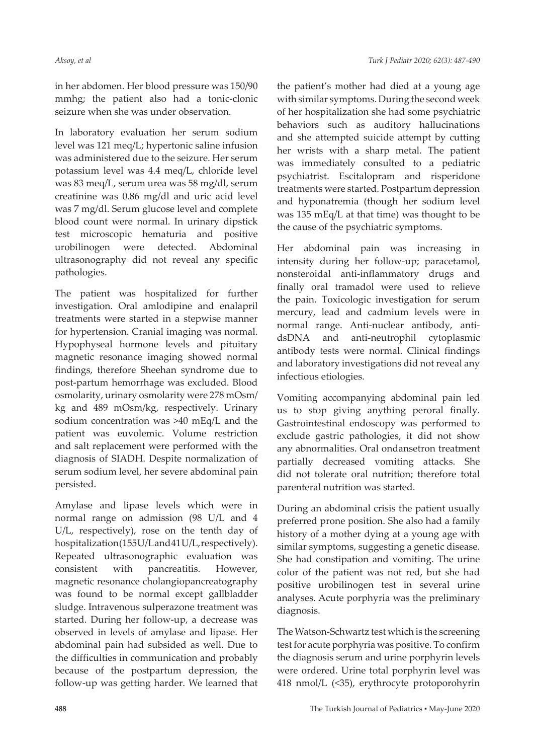in her abdomen. Her blood pressure was 150/90 mmhg; the patient also had a tonic-clonic seizure when she was under observation.

In laboratory evaluation her serum sodium level was 121 meq/L; hypertonic saline infusion was administered due to the seizure. Her serum potassium level was 4.4 meq/L, chloride level was 83 meq/L, serum urea was 58 mg/dl, serum creatinine was 0.86 mg/dl and uric acid level was 7 mg/dl. Serum glucose level and complete blood count were normal. In urinary dipstick test microscopic hematuria and positive urobilinogen were detected. Abdominal ultrasonography did not reveal any specific pathologies.

The patient was hospitalized for further investigation. Oral amlodipine and enalapril treatments were started in a stepwise manner for hypertension. Cranial imaging was normal. Hypophyseal hormone levels and pituitary magnetic resonance imaging showed normal findings, therefore Sheehan syndrome due to post-partum hemorrhage was excluded. Blood osmolarity, urinary osmolarity were 278 mOsm/kg and 489 mOsm/kg, respectively. Urinary sodium concentration was >40 mEq/L and the patient was euvolemic. Volume restriction and salt replacement were performed with the diagnosis of SIADH. Despite normalization of serum sodium level, her severe abdominal pain persisted.

Amylase and lipase levels which were in normal range on admission (98 U/L and 4 U/L, respectively), rose on the tenth day of hospitalization (155U/L and 41U/L, respectively). Repeated ultrasonographic evaluation was consistent with pancreatitis. However, magnetic resonance cholangiopancreatography was found to be normal except gallbladder sludge. Intravenous sulperazone treatment was started. During her follow-up, a decrease was observed in levels of amylase and lipase. Her abdominal pain had subsided as well. Due to the difficulties in communication and probably because of the postpartum depression, the follow-up was getting harder. We learned that the patient's mother had died at a young age with similar symptoms. During the second week of her hospitalization she had some psychiatric behaviors such as auditory hallucinations and she attempted suicide attempt by cutting her wrists with a sharp metal. The patient was immediately consulted to a pediatric psychiatrist. Escitalopram and risperidone treatments were started. Postpartum depression and hyponatremia (though her sodium level was 135 mEq/L at that time) was thought to be the cause of the psychiatric symptoms.

Her abdominal pain was increasing in intensity during her follow-up; paracetamol, nonsteroidal anti-inflammatory drugs and finally oral tramadol were used to relieve the pain. Toxicologic investigation for serum mercury, lead and cadmium levels were in normal range. Anti-nuclear antibody, anti-dsDNA and anti-neutrophil cytoplasmic antibody tests were normal. Clinical findings and laboratory investigations did not reveal any infectious etiologies.

Vomiting accompanying abdominal pain led us to stop giving anything peroral finally. Gastrointestinal endoscopy was performed to exclude gastric pathologies, it did not show any abnormalities. Oral ondansetron treatment partially decreased vomiting attacks. She did not tolerate oral nutrition; therefore total parenteral nutrition was started.

During an abdominal crisis the patient usually preferred prone position. She also had a family history of a mother dying at a young age with similar symptoms, suggesting a genetic disease. She had constipation and vomiting. The urine color of the patient was not red, but she had positive urobilinogen test in several urine analyses. Acute porphyria was the preliminary diagnosis.

The Watson-Schwartz test which is the screening test for acute porphyria was positive. To confirm the diagnosis serum and urine porphyrin levels were ordered. Urine total porphyrin level was 418 nmol/L (<35), erythrocyte protoporohyrin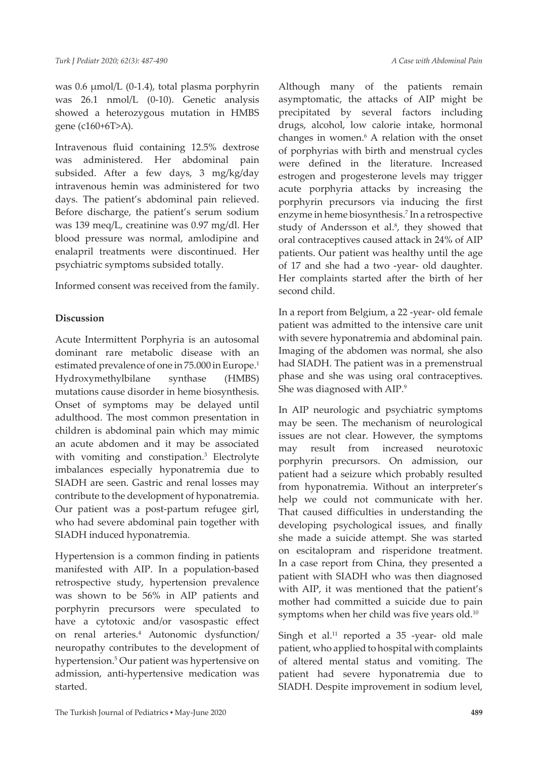was 0.6 μmol/L (0-1.4), total plasma porphyrin was 26.1 nmol/L (0-10). Genetic analysis showed a heterozygous mutation in HMBS gene (c160+6T>A).

Intravenous fluid containing 12.5% dextrose was administered. Her abdominal pain subsided. After a few days, 3 mg/kg/day intravenous hemin was administered for two days. The patient's abdominal pain relieved. Before discharge, the patient's serum sodium was 139 meq/L, creatinine was 0.97 mg/dl. Her blood pressure was normal, amlodipine and enalapril treatments were discontinued. Her psychiatric symptoms subsided totally.

Informed consent was received from the family.

## Discussion

Acute Intermittent Porphyria is an autosomal dominant rare metabolic disease with an estimated prevalence of one in 75.000 in Europe.[1] Hydroxymethylbilane synthase (HMBS) mutations cause disorder in heme biosynthesis. Onset of symptoms may be delayed until adulthood. The most common presentation in children is abdominal pain which may mimic an acute abdomen and it may be associated with vomiting and constipation.[3] Electrolyte imbalances especially hyponatremia due to SIADH are seen. Gastric and renal losses may contribute to the development of hyponatremia. Our patient was a post-partum refugee girl, who had severe abdominal pain together with SIADH induced hyponatremia.

Hypertension is a common finding in patients manifested with AIP. In a population-based retrospective study, hypertension prevalence was shown to be 56% in AIP patients and porphyrin precursors were speculated to have a cytotoxic and/or vasospastic effect on renal arteries.[4] Autonomic dysfunction/neuropathy contributes to the development of hypertension.[5] Our patient was hypertensive on admission, anti-hypertensive medication was started.

Although many of the patients remain asymptomatic, the attacks of AIP might be precipitated by several factors including drugs, alcohol, low calorie intake, hormonal changes in women.[6] A relation with the onset of porphyrias with birth and menstrual cycles were defined in the literature. Increased estrogen and progesterone levels may trigger acute porphyria attacks by increasing the porphyrin precursors via inducing the first enzyme in heme biosynthesis.[7] In a retrospective study of Andersson et al.[8], they showed that oral contraceptives caused attack in 24% of AIP patients. Our patient was healthy until the age of 17 and she had a two -year- old daughter. Her complaints started after the birth of her second child.

In a report from Belgium, a 22 -year- old female patient was admitted to the intensive care unit with severe hyponatremia and abdominal pain. Imaging of the abdomen was normal, she also had SIADH. The patient was in a premenstrual phase and she was using oral contraceptives. She was diagnosed with AIP.[9]

In AIP neurologic and psychiatric symptoms may be seen. The mechanism of neurological issues are not clear. However, the symptoms may result from increased neurotoxic porphyrin precursors. On admission, our patient had a seizure which probably resulted from hyponatremia. Without an interpreter's help we could not communicate with her. That caused difficulties in understanding the developing psychological issues, and finally she made a suicide attempt. She was started on escitalopram and risperidone treatment. In a case report from China, they presented a patient with SIADH who was then diagnosed with AIP, it was mentioned that the patient's mother had committed a suicide due to pain symptoms when her child was five years old.[10]

Singh et al.[11] reported a 35 -year- old male patient, who applied to hospital with complaints of altered mental status and vomiting. The patient had severe hyponatremia due to SIADH. Despite improvement in sodium level,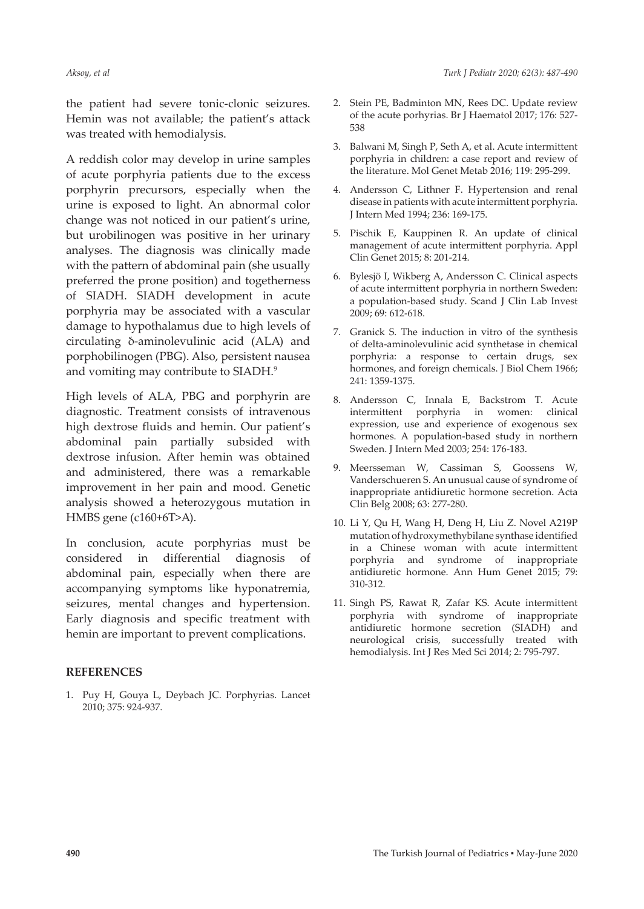the patient had severe tonic-clonic seizures. Hemin was not available; the patient's attack was treated with hemodialysis.

A reddish color may develop in urine samples of acute porphyria patients due to the excess porphyrin precursors, especially when the urine is exposed to light. An abnormal color change was not noticed in our patient's urine, but urobilinogen was positive in her urinary analyses. The diagnosis was clinically made with the pattern of abdominal pain (she usually preferred the prone position) and togetherness of SIADH. SIADH development in acute porphyria may be associated with a vascular damage to hypothalamus due to high levels of circulating δ-aminolevulinic acid (ALA) and porphobilinogen (PBG). Also, persistent nausea and vomiting may contribute to SIADH.[9]

High levels of ALA, PBG and porphyrin are diagnostic. Treatment consists of intravenous high dextrose fluids and hemin. Our patient's abdominal pain partially subsided with dextrose infusion. After hemin was obtained and administered, there was a remarkable improvement in her pain and mood. Genetic analysis showed a heterozygous mutation in HMBS gene (c160+6T>A).

In conclusion, acute porphyrias must be considered in differential diagnosis of abdominal pain, especially when there are accompanying symptoms like hyponatremia, seizures, mental changes and hypertension. Early diagnosis and specific treatment with hemin are important to prevent complications.

## REFERENCES

1. Puy H, Gouya L, Deybach JC. Porphyrias. Lancet 2010; 375: 924-937.
2. Stein PE, Badminton MN, Rees DC. Update review of the acute porhyrias. Br J Haematol 2017; 176: 527-538
3. Balwani M, Singh P, Seth A, et al. Acute intermittent porphyria in children: a case report and review of the literature. Mol Genet Metab 2016; 119: 295-299.
4. Andersson C, Lithner F. Hypertension and renal disease in patients with acute intermittent porphyria. J Intern Med 1994; 236: 169-175.
5. Pischik E, Kauppinen R. An update of clinical management of acute intermittent porphyria. Appl Clin Genet 2015; 8: 201-214.
6. Bylesjö I, Wikberg A, Andersson C. Clinical aspects of acute intermittent porphyria in northern Sweden: a population-based study. Scand J Clin Lab Invest 2009; 69: 612-618.
7. Granick S. The induction in vitro of the synthesis of delta-aminolevulinic acid synthetase in chemical porphyria: a response to certain drugs, sex hormones, and foreign chemicals. J Biol Chem 1966; 241: 1359-1375.
8. Andersson C, Innala E, Backstrom T. Acute intermittent porphyria in women: clinical expression, use and experience of exogenous sex hormones. A population-based study in northern Sweden. J Intern Med 2003; 254: 176-183.
9. Meersseman W, Cassiman S, Goossens W, Vanderschueren S. An unusual cause of syndrome of inappropriate antidiuretic hormone secretion. Acta Clin Belg 2008; 63: 277-280.
10. Li Y, Qu H, Wang H, Deng H, Liu Z. Novel A219P mutation of hydroxymethybilane synthase identified in a Chinese woman with acute intermittent porphyria and syndrome of inappropriate antidiuretic hormone. Ann Hum Genet 2015; 79: 310-312.
11. Singh PS, Rawat R, Zafar KS. Acute intermittent porphyria with syndrome of inappropriate antidiuretic hormone secretion (SIADH) and neurological crisis, successfully treated with hemodialysis. Int J Res Med Sci 2014; 2: 795-797.